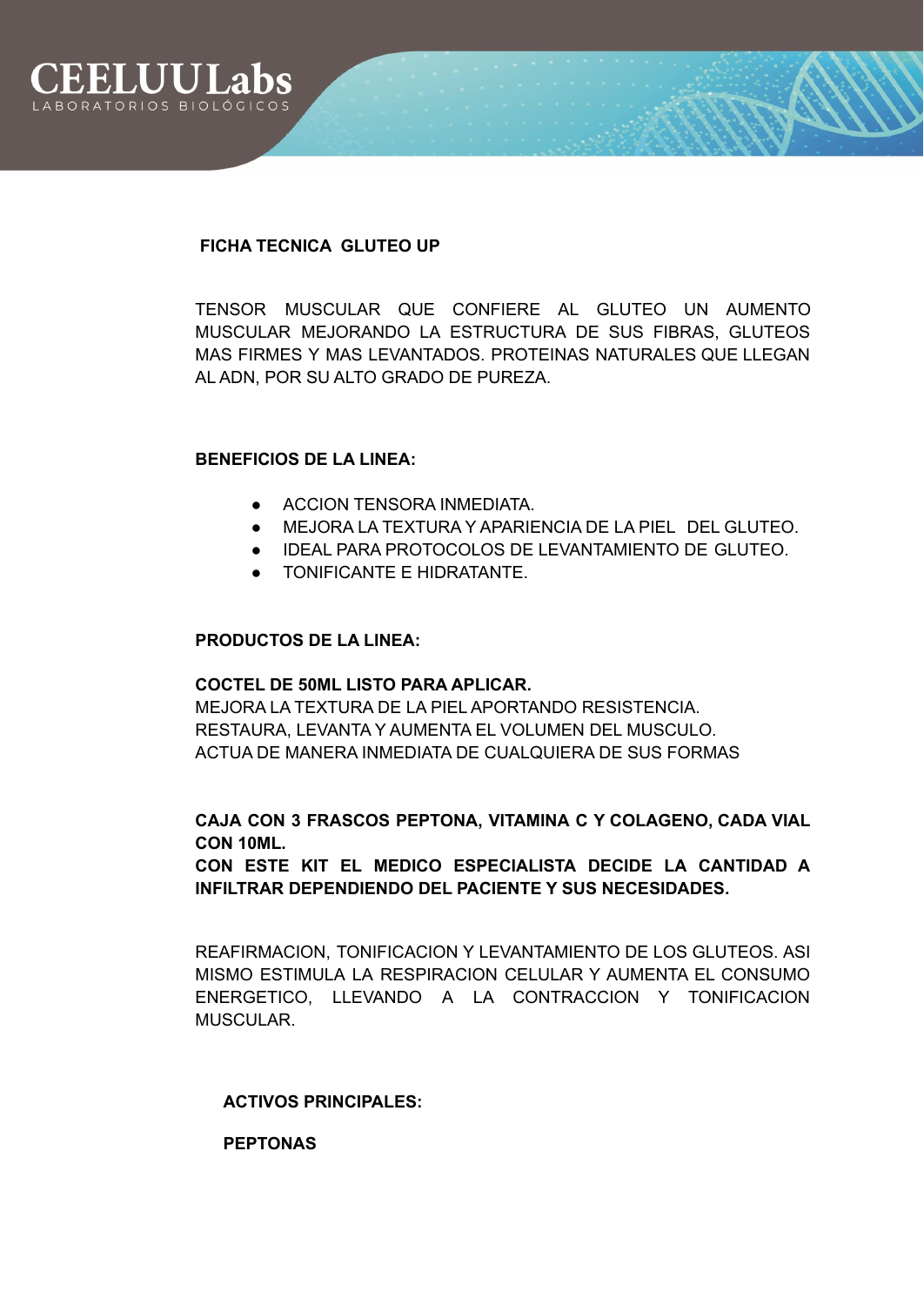# CEELUU Labs

LABORATORIOS BIOLÓGICOS

## FICHA TECNICA GLUTEO UP

TENSOR MUSCULAR QUE CONFIERE AL GLUTEO UN AUMENTO MUSCULAR MEJORANDO LA ESTRUCTURA DE SUS FIBRAS, GLUTEOS MAS FIRMES Y MAS LEVANTADOS. PROTEINAS NATURALES QUE LLEGAN AL ADN, POR SU ALTO GRADO DE PUREZA.

**BENEFICIOS DE LA LINEA:**

- ACCION TENSORA INMEDIATA.
- MEJORA LA TEXTURA Y APARIENCIA DE LA PIEL DEL GLUTEO.
- IDEAL PARA PROTOCOLOS DE LEVANTAMIENTO DE GLUTEO.
- TONIFICANTE E HIDRATANTE.

**PRODUCTOS DE LA LINEA:**

**COCTEL DE 50ML LISTO PARA APLICAR.**
MEJORA LA TEXTURA DE LA PIEL APORTANDO RESISTENCIA.
RESTAURA, LEVANTA Y AUMENTA EL VOLUMEN DEL MUSCULO.
ACTUA DE MANERA INMEDIATA DE CUALQUIERA DE SUS FORMAS

**CAJA CON 3 FRASCOS PEPTONA, VITAMINA C Y COLAGENO, CADA VIAL CON 10ML.**
**CON ESTE KIT EL MEDICO ESPECIALISTA DECIDE LA CANTIDAD A INFILTRAR DEPENDIENDO DEL PACIENTE Y SUS NECESIDADES.**

REAFIRMACION, TONIFICACION Y LEVANTAMIENTO DE LOS GLUTEOS. ASI MISMO ESTIMULA LA RESPIRACION CELULAR Y AUMENTA EL CONSUMO ENERGETICO, LLEVANDO A LA CONTRACCION Y TONIFICACION MUSCULAR.

**ACTIVOS PRINCIPALES:**

**PEPTONAS**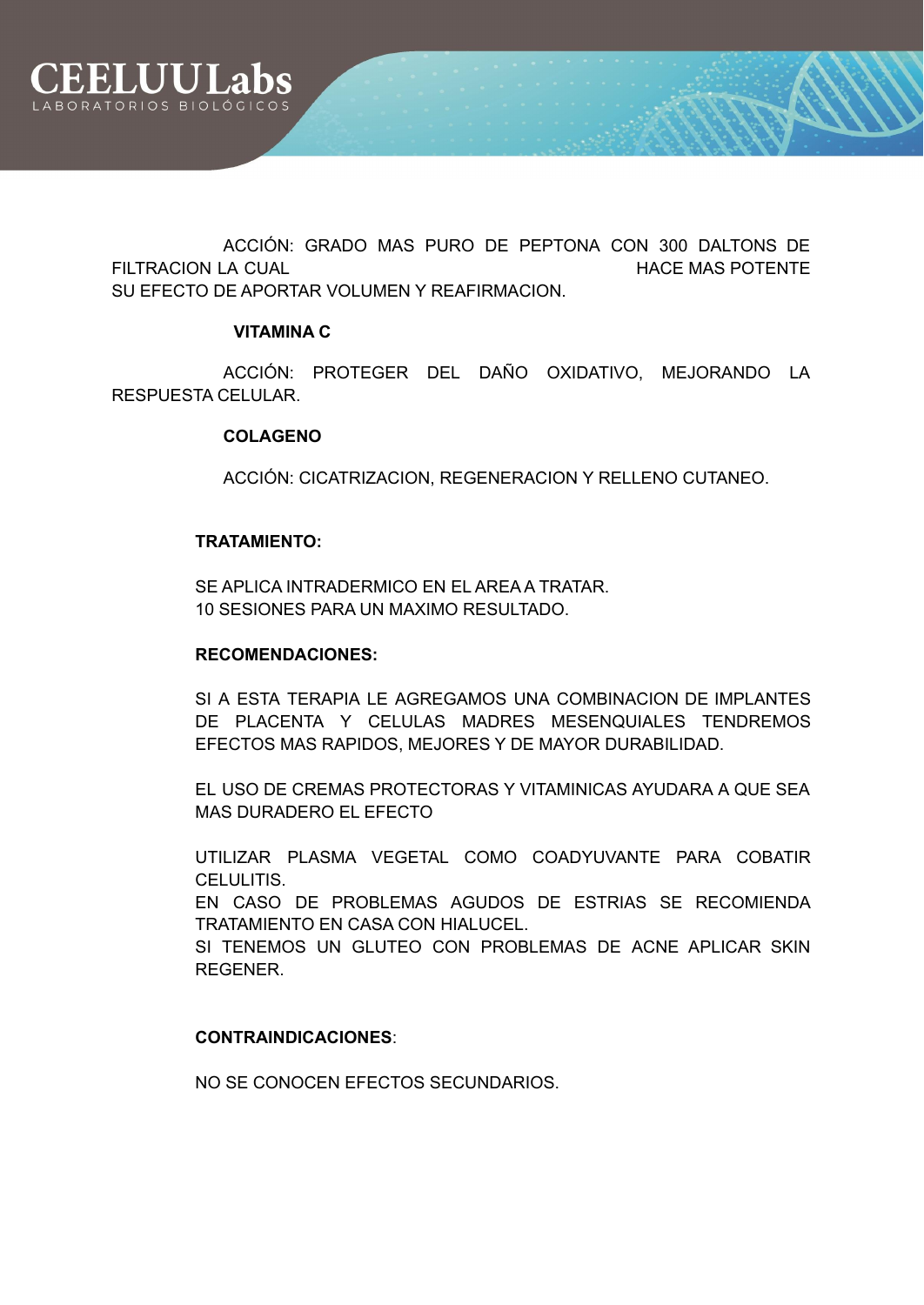ACCIÓN: GRADO MAS PURO DE PEPTONA CON 300 DALTONS DE FILTRACION LA CUAL HACE MAS POTENTE SU EFECTO DE APORTAR VOLUMEN Y REAFIRMACION.

**VITAMINA C**

ACCIÓN: PROTEGER DEL DAÑO OXIDATIVO, MEJORANDO LA RESPUESTA CELULAR.

**COLAGENO**

ACCIÓN: CICATRIZACION, REGENERACION Y RELLENO CUTANEO.

**TRATAMIENTO:**

SE APLICA INTRADERMICO EN EL AREA A TRATAR.
10 SESIONES PARA UN MAXIMO RESULTADO.

**RECOMENDACIONES:**

SI A ESTA TERAPIA LE AGREGAMOS UNA COMBINACION DE IMPLANTES DE PLACENTA Y CELULAS MADRES MESENQUIALES TENDREMOS EFECTOS MAS RAPIDOS, MEJORES Y DE MAYOR DURABILIDAD.

EL USO DE CREMAS PROTECTORAS Y VITAMINICAS AYUDARA A QUE SEA MAS DURADERO EL EFECTO

UTILIZAR PLASMA VEGETAL COMO COADYUVANTE PARA COBATIR CELULITIS.
EN CASO DE PROBLEMAS AGUDOS DE ESTRIAS SE RECOMIENDA TRATAMIENTO EN CASA CON HIALUCEL.
SI TENEMOS UN GLUTEO CON PROBLEMAS DE ACNE APLICAR SKIN REGENER.

**CONTRAINDICACIONES**:

NO SE CONOCEN EFECTOS SECUNDARIOS.